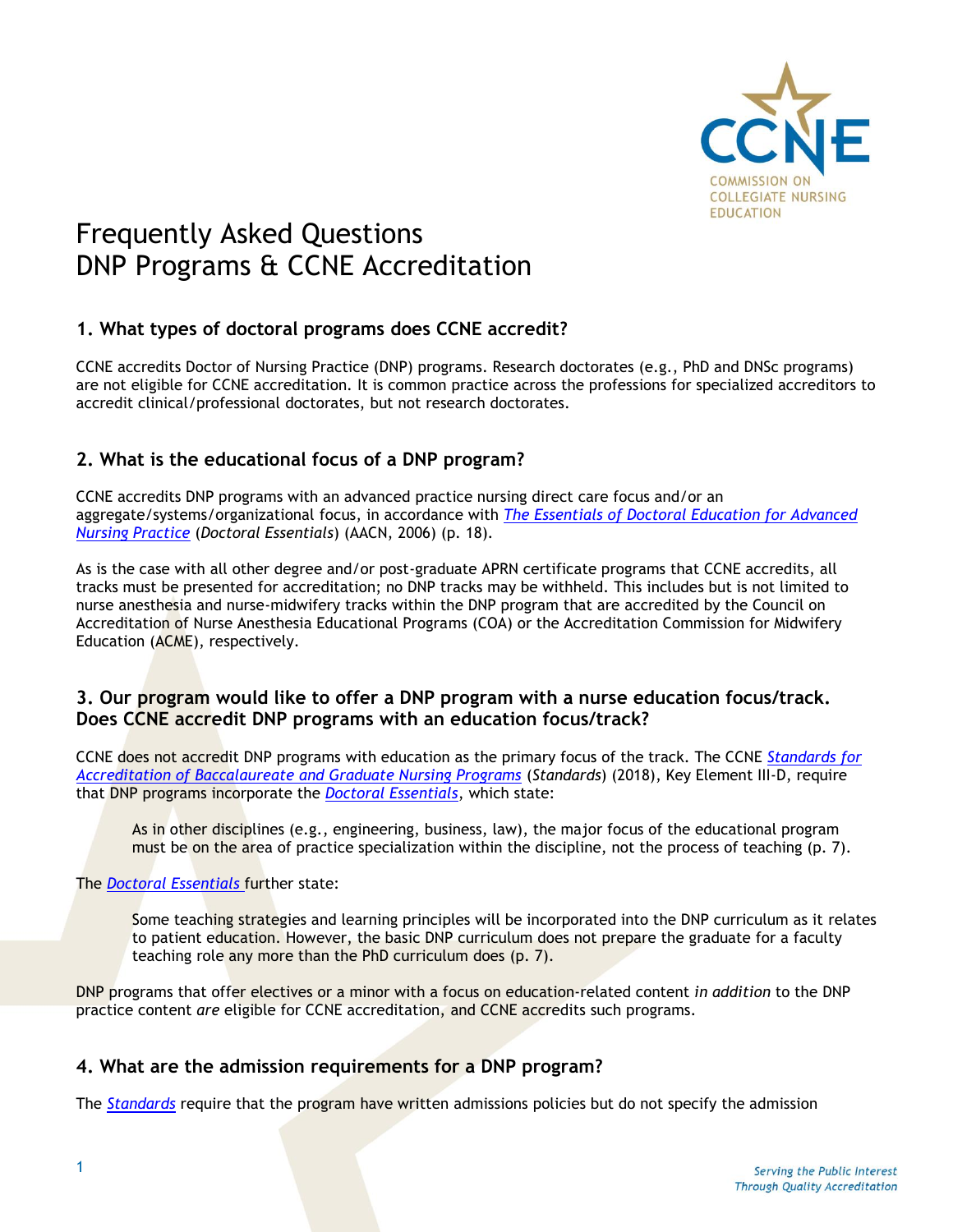# Frequently Asked Questions
# DNP Programs & CCNE Accreditation

## 1. What types of doctoral programs does CCNE accredit?

CCNE accredits Doctor of Nursing Practice (DNP) programs. Research doctorates (e.g., PhD and DNSc programs) are not eligible for CCNE accreditation. It is common practice across the professions for specialized accreditors to accredit clinical/professional doctorates, but not research doctorates.

## 2. What is the educational focus of a DNP program?

CCNE accredits DNP programs with an advanced practice nursing direct care focus and/or an aggregate/systems/organizational focus, in accordance with *The Essentials of Doctoral Education for Advanced Nursing Practice* (*Doctoral Essentials*) (AACN, 2006) (p. 18).

As is the case with all other degree and/or post-graduate APRN certificate programs that CCNE accredits, all tracks must be presented for accreditation; no DNP tracks may be withheld. This includes but is not limited to nurse anesthesia and nurse-midwifery tracks within the DNP program that are accredited by the Council on Accreditation of Nurse Anesthesia Educational Programs (COA) or the Accreditation Commission for Midwifery Education (ACME), respectively.

## 3. Our program would like to offer a DNP program with a nurse education focus/track. Does CCNE accredit DNP programs with an education focus/track?

CCNE does not accredit DNP programs with education as the primary focus of the track. The CCNE *Standards for Accreditation of Baccalaureate and Graduate Nursing Programs* (*Standards*) (2018), Key Element III-D, require that DNP programs incorporate the *Doctoral Essentials*, which state:

> As in other disciplines (e.g., engineering, business, law), the major focus of the educational program must be on the area of practice specialization within the discipline, not the process of teaching (p. 7).

The *Doctoral Essentials* further state:

> Some teaching strategies and learning principles will be incorporated into the DNP curriculum as it relates to patient education. However, the basic DNP curriculum does not prepare the graduate for a faculty teaching role any more than the PhD curriculum does (p. 7).

DNP programs that offer electives or a minor with a focus on education-related content *in addition* to the DNP practice content *are* eligible for CCNE accreditation, and CCNE accredits such programs.

## 4. What are the admission requirements for a DNP program?

The *Standards* require that the program have written admissions policies but do not specify the admission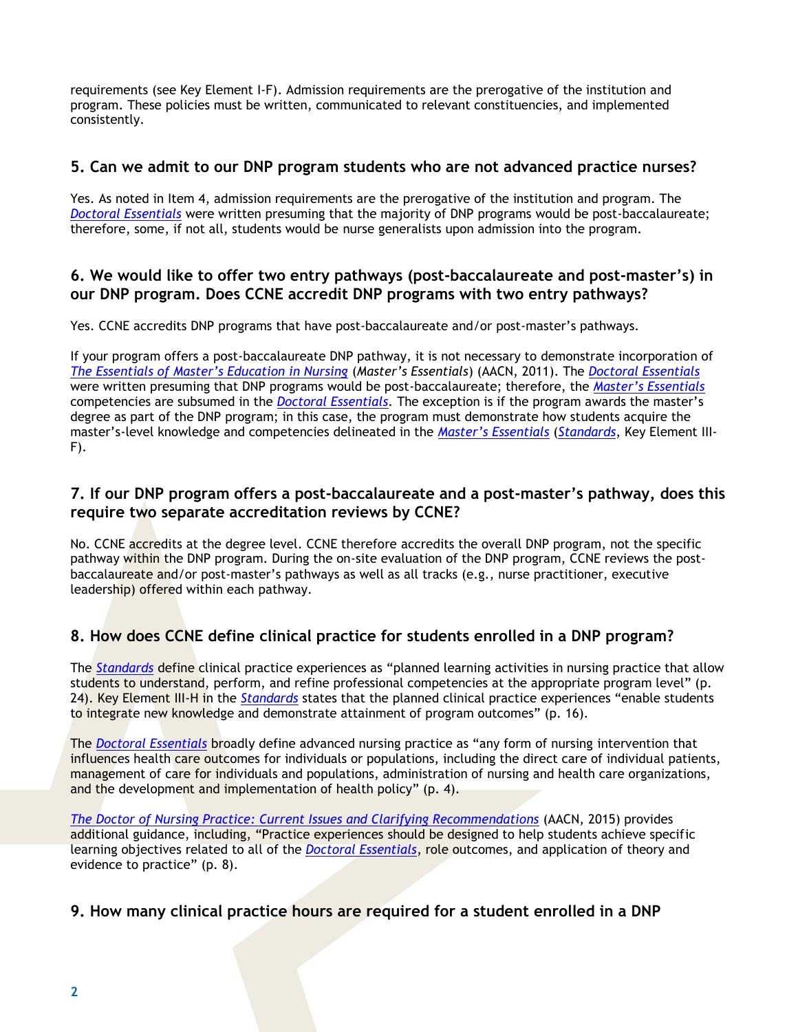requirements (see Key Element I-F). Admission requirements are the prerogative of the institution and program. These policies must be written, communicated to relevant constituencies, and implemented consistently.

## 5. Can we admit to our DNP program students who are not advanced practice nurses?

Yes. As noted in Item 4, admission requirements are the prerogative of the institution and program. The *Doctoral Essentials* were written presuming that the majority of DNP programs would be post-baccalaureate; therefore, some, if not all, students would be nurse generalists upon admission into the program.

## 6. We would like to offer two entry pathways (post-baccalaureate and post-master's) in our DNP program. Does CCNE accredit DNP programs with two entry pathways?

Yes. CCNE accredits DNP programs that have post-baccalaureate and/or post-master's pathways.

If your program offers a post-baccalaureate DNP pathway, it is not necessary to demonstrate incorporation of *The Essentials of Master's Education in Nursing* (*Master's Essentials*) (AACN, 2011). The *Doctoral Essentials* were written presuming that DNP programs would be post-baccalaureate; therefore, the *Master's Essentials* competencies are subsumed in the *Doctoral Essentials*. The exception is if the program awards the master's degree as part of the DNP program; in this case, the program must demonstrate how students acquire the master's-level knowledge and competencies delineated in the *Master's Essentials* (*Standards*, Key Element III-F).

## 7. If our DNP program offers a post-baccalaureate and a post-master's pathway, does this require two separate accreditation reviews by CCNE?

No. CCNE accredits at the degree level. CCNE therefore accredits the overall DNP program, not the specific pathway within the DNP program. During the on-site evaluation of the DNP program, CCNE reviews the post-baccalaureate and/or post-master's pathways as well as all tracks (e.g., nurse practitioner, executive leadership) offered within each pathway.

## 8. How does CCNE define clinical practice for students enrolled in a DNP program?

The *Standards* define clinical practice experiences as "planned learning activities in nursing practice that allow students to understand, perform, and refine professional competencies at the appropriate program level" (p. 24). Key Element III-H in the *Standards* states that the planned clinical practice experiences "enable students to integrate new knowledge and demonstrate attainment of program outcomes" (p. 16).

The *Doctoral Essentials* broadly define advanced nursing practice as "any form of nursing intervention that influences health care outcomes for individuals or populations, including the direct care of individual patients, management of care for individuals and populations, administration of nursing and health care organizations, and the development and implementation of health policy" (p. 4).

*The Doctor of Nursing Practice: Current Issues and Clarifying Recommendations* (AACN, 2015) provides additional guidance, including, "Practice experiences should be designed to help students achieve specific learning objectives related to all of the *Doctoral Essentials*, role outcomes, and application of theory and evidence to practice" (p. 8).

## 9. How many clinical practice hours are required for a student enrolled in a DNP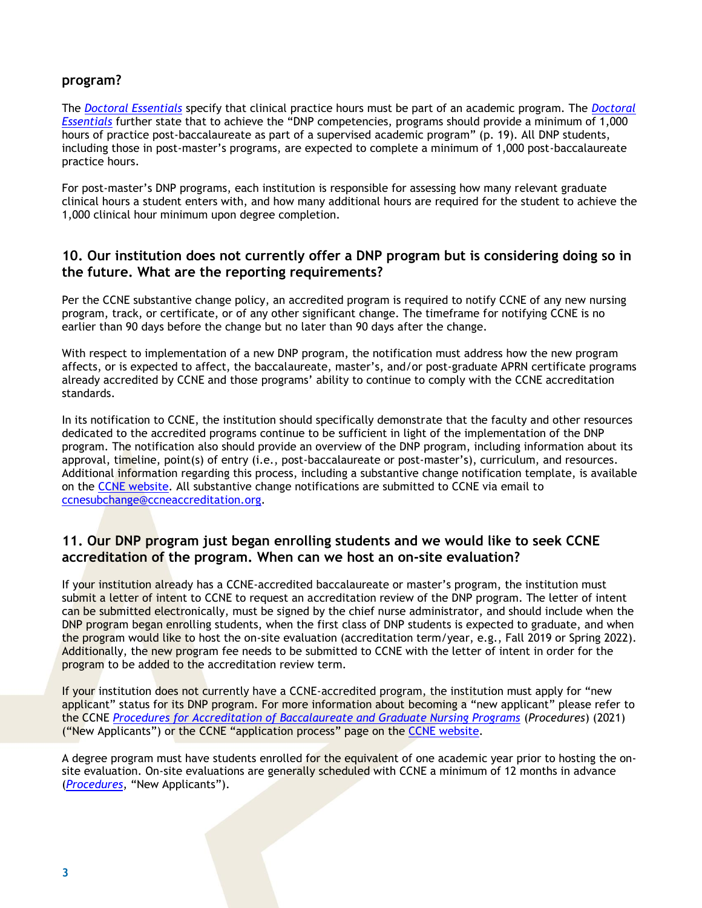**program?**

The *Doctoral Essentials* specify that clinical practice hours must be part of an academic program. The *Doctoral Essentials* further state that to achieve the "DNP competencies, programs should provide a minimum of 1,000 hours of practice post-baccalaureate as part of a supervised academic program" (p. 19). All DNP students, including those in post-master's programs, are expected to complete a minimum of 1,000 post-baccalaureate practice hours.

For post-master's DNP programs, each institution is responsible for assessing how many relevant graduate clinical hours a student enters with, and how many additional hours are required for the student to achieve the 1,000 clinical hour minimum upon degree completion.

## 10. Our institution does not currently offer a DNP program but is considering doing so in the future. What are the reporting requirements?

Per the CCNE substantive change policy, an accredited program is required to notify CCNE of any new nursing program, track, or certificate, or of any other significant change. The timeframe for notifying CCNE is no earlier than 90 days before the change but no later than 90 days after the change.

With respect to implementation of a new DNP program, the notification must address how the new program affects, or is expected to affect, the baccalaureate, master's, and/or post-graduate APRN certificate programs already accredited by CCNE and those programs' ability to continue to comply with the CCNE accreditation standards.

In its notification to CCNE, the institution should specifically demonstrate that the faculty and other resources dedicated to the accredited programs continue to be sufficient in light of the implementation of the DNP program. The notification also should provide an overview of the DNP program, including information about its approval, timeline, point(s) of entry (i.e., post-baccalaureate or post-master's), curriculum, and resources. Additional information regarding this process, including a substantive change notification template, is available on the CCNE website. All substantive change notifications are submitted to CCNE via email to ccnesubchange@ccneaccreditation.org.

## 11. Our DNP program just began enrolling students and we would like to seek CCNE accreditation of the program. When can we host an on-site evaluation?

If your institution already has a CCNE-accredited baccalaureate or master's program, the institution must submit a letter of intent to CCNE to request an accreditation review of the DNP program. The letter of intent can be submitted electronically, must be signed by the chief nurse administrator, and should include when the DNP program began enrolling students, when the first class of DNP students is expected to graduate, and when the program would like to host the on-site evaluation (accreditation term/year, e.g., Fall 2019 or Spring 2022). Additionally, the new program fee needs to be submitted to CCNE with the letter of intent in order for the program to be added to the accreditation review term.

If your institution does not currently have a CCNE-accredited program, the institution must apply for "new applicant" status for its DNP program. For more information about becoming a "new applicant" please refer to the CCNE *Procedures for Accreditation of Baccalaureate and Graduate Nursing Programs* (*Procedures*) (2021) ("New Applicants") or the CCNE "application process" page on the CCNE website.

A degree program must have students enrolled for the equivalent of one academic year prior to hosting the on-site evaluation. On-site evaluations are generally scheduled with CCNE a minimum of 12 months in advance (*Procedures*, "New Applicants").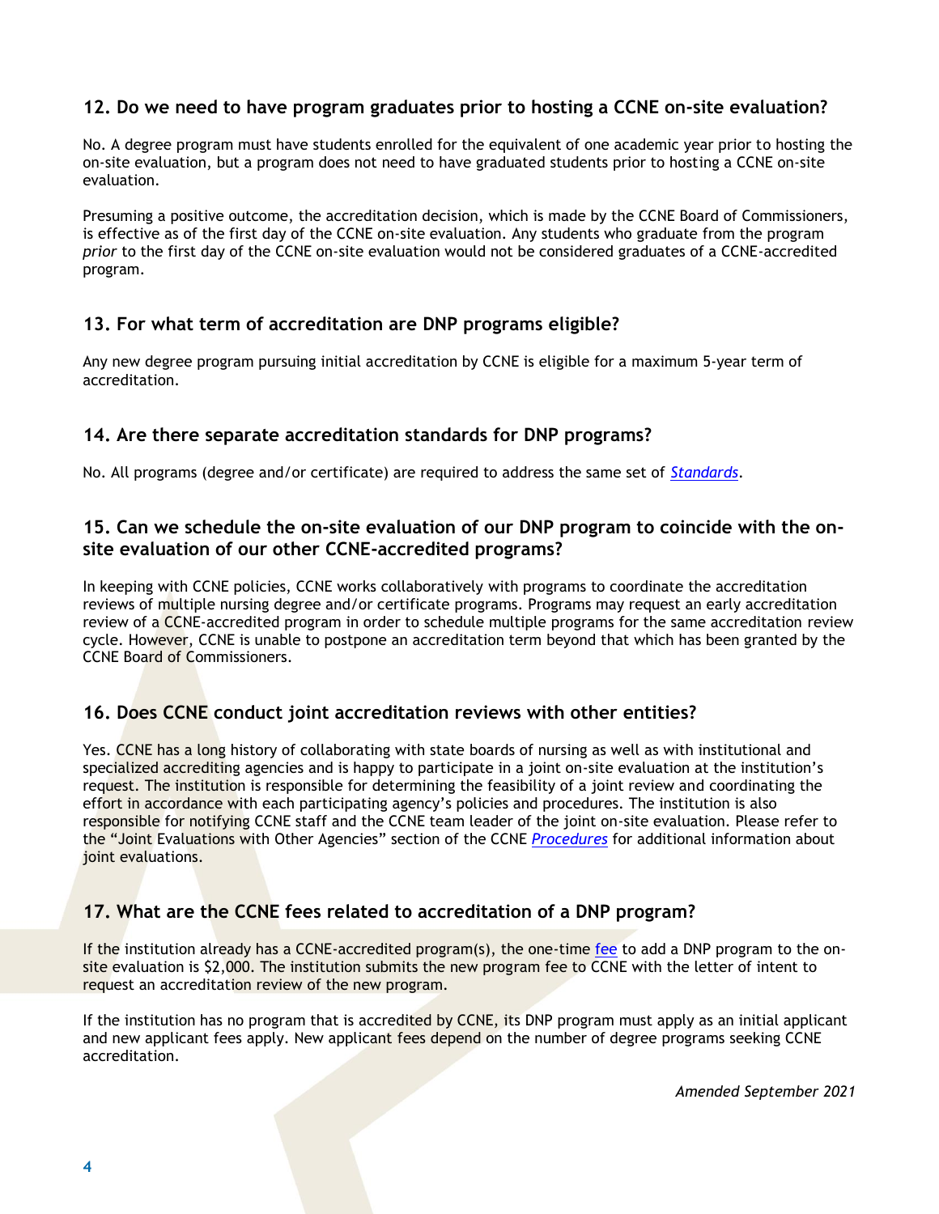## 12. Do we need to have program graduates prior to hosting a CCNE on-site evaluation?

No. A degree program must have students enrolled for the equivalent of one academic year prior to hosting the on-site evaluation, but a program does not need to have graduated students prior to hosting a CCNE on-site evaluation.

Presuming a positive outcome, the accreditation decision, which is made by the CCNE Board of Commissioners, is effective as of the first day of the CCNE on-site evaluation. Any students who graduate from the program *prior* to the first day of the CCNE on-site evaluation would not be considered graduates of a CCNE-accredited program.

## 13. For what term of accreditation are DNP programs eligible?

Any new degree program pursuing initial accreditation by CCNE is eligible for a maximum 5-year term of accreditation.

## 14. Are there separate accreditation standards for DNP programs?

No. All programs (degree and/or certificate) are required to address the same set of *Standards*.

## 15. Can we schedule the on-site evaluation of our DNP program to coincide with the on-site evaluation of our other CCNE-accredited programs?

In keeping with CCNE policies, CCNE works collaboratively with programs to coordinate the accreditation reviews of multiple nursing degree and/or certificate programs. Programs may request an early accreditation review of a CCNE-accredited program in order to schedule multiple programs for the same accreditation review cycle. However, CCNE is unable to postpone an accreditation term beyond that which has been granted by the CCNE Board of Commissioners.

## 16. Does CCNE conduct joint accreditation reviews with other entities?

Yes. CCNE has a long history of collaborating with state boards of nursing as well as with institutional and specialized accrediting agencies and is happy to participate in a joint on-site evaluation at the institution's request. The institution is responsible for determining the feasibility of a joint review and coordinating the effort in accordance with each participating agency's policies and procedures. The institution is also responsible for notifying CCNE staff and the CCNE team leader of the joint on-site evaluation. Please refer to the "Joint Evaluations with Other Agencies" section of the CCNE *Procedures* for additional information about joint evaluations.

## 17. What are the CCNE fees related to accreditation of a DNP program?

If the institution already has a CCNE-accredited program(s), the one-time fee to add a DNP program to the on-site evaluation is $2,000. The institution submits the new program fee to CCNE with the letter of intent to request an accreditation review of the new program.

If the institution has no program that is accredited by CCNE, its DNP program must apply as an initial applicant and new applicant fees apply. New applicant fees depend on the number of degree programs seeking CCNE accreditation.

*Amended September 2021*